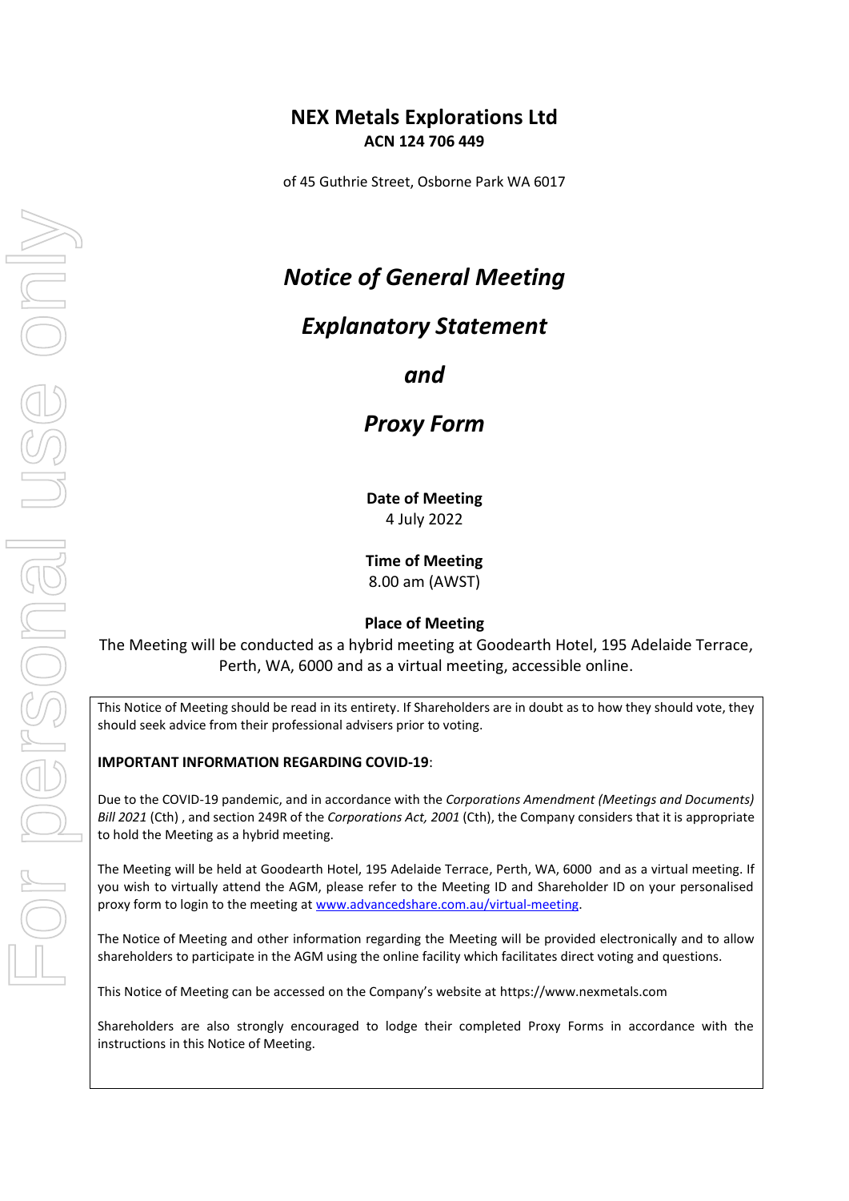# NEX Metals Explorations Ltd

**ACN 124 706 449**

of 45 Guthrie Street, Osborne Park WA 6017

## *Notice of General Meeting*

## *Explanatory Statement*

## *and*

## *Proxy Form*

**Date of Meeting**
4 July 2022

**Time of Meeting**
8.00 am (AWST)

**Place of Meeting**
The Meeting will be conducted as a hybrid meeting at Goodearth Hotel, 195 Adelaide Terrace, Perth, WA, 6000 and as a virtual meeting, accessible online.

This Notice of Meeting should be read in its entirety. If Shareholders are in doubt as to how they should vote, they should seek advice from their professional advisers prior to voting.

**IMPORTANT INFORMATION REGARDING COVID-19**:

Due to the COVID-19 pandemic, and in accordance with the *Corporations Amendment (Meetings and Documents) Bill 2021* (Cth) , and section 249R of the *Corporations Act, 2001* (Cth), the Company considers that it is appropriate to hold the Meeting as a hybrid meeting.

The Meeting will be held at Goodearth Hotel, 195 Adelaide Terrace, Perth, WA, 6000 and as a virtual meeting. If you wish to virtually attend the AGM, please refer to the Meeting ID and Shareholder ID on your personalised proxy form to login to the meeting at www.advancedshare.com.au/virtual-meeting.

The Notice of Meeting and other information regarding the Meeting will be provided electronically and to allow shareholders to participate in the AGM using the online facility which facilitates direct voting and questions.

This Notice of Meeting can be accessed on the Company's website at https://www.nexmetals.com

Shareholders are also strongly encouraged to lodge their completed Proxy Forms in accordance with the instructions in this Notice of Meeting.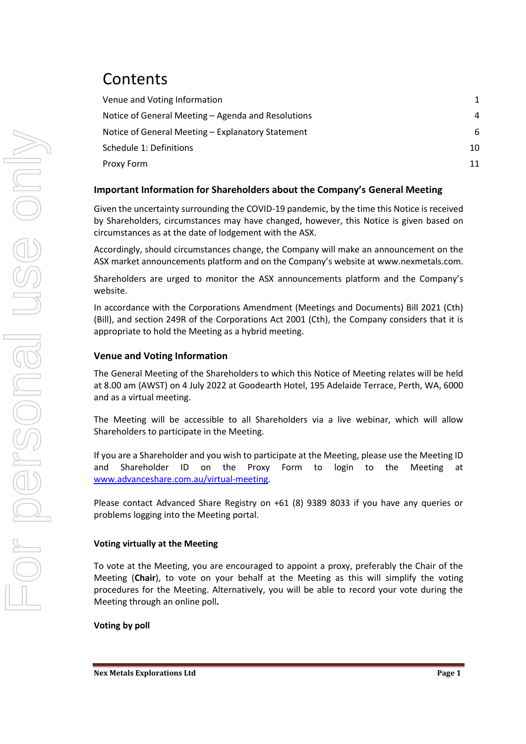# Contents

| | |
|---|---|
| Venue and Voting Information | 1 |
| Notice of General Meeting – Agenda and Resolutions | 4 |
| Notice of General Meeting – Explanatory Statement | 6 |
| Schedule 1: Definitions | 10 |
| Proxy Form | 11 |

## Important Information for Shareholders about the Company's General Meeting

Given the uncertainty surrounding the COVID-19 pandemic, by the time this Notice is received by Shareholders, circumstances may have changed, however, this Notice is given based on circumstances as at the date of lodgement with the ASX.

Accordingly, should circumstances change, the Company will make an announcement on the ASX market announcements platform and on the Company's website at www.nexmetals.com.

Shareholders are urged to monitor the ASX announcements platform and the Company's website.

In accordance with the Corporations Amendment (Meetings and Documents) Bill 2021 (Cth) (Bill), and section 249R of the Corporations Act 2001 (Cth), the Company considers that it is appropriate to hold the Meeting as a hybrid meeting.

## Venue and Voting Information

The General Meeting of the Shareholders to which this Notice of Meeting relates will be held at 8.00 am (AWST) on 4 July 2022 at Goodearth Hotel, 195 Adelaide Terrace, Perth, WA, 6000 and as a virtual meeting.

The Meeting will be accessible to all Shareholders via a live webinar, which will allow Shareholders to participate in the Meeting.

If you are a Shareholder and you wish to participate at the Meeting, please use the Meeting ID and Shareholder ID on the Proxy Form to login to the Meeting at www.advanceshare.com.au/virtual-meeting.

Please contact Advanced Share Registry on +61 (8) 9389 8033 if you have any queries or problems logging into the Meeting portal.

### Voting virtually at the Meeting

To vote at the Meeting, you are encouraged to appoint a proxy, preferably the Chair of the Meeting (**Chair**), to vote on your behalf at the Meeting as this will simplify the voting procedures for the Meeting. Alternatively, you will be able to record your vote during the Meeting through an online poll*.*

### Voting by poll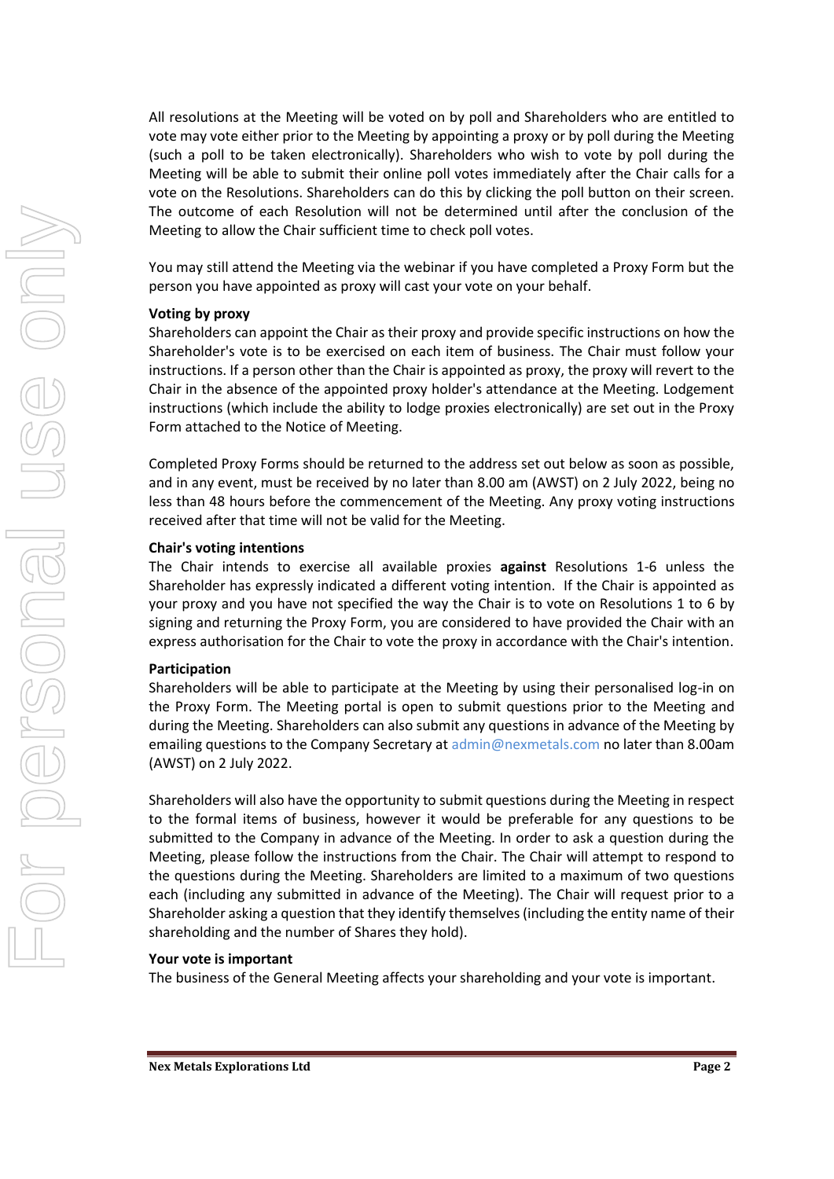All resolutions at the Meeting will be voted on by poll and Shareholders who are entitled to vote may vote either prior to the Meeting by appointing a proxy or by poll during the Meeting (such a poll to be taken electronically). Shareholders who wish to vote by poll during the Meeting will be able to submit their online poll votes immediately after the Chair calls for a vote on the Resolutions. Shareholders can do this by clicking the poll button on their screen. The outcome of each Resolution will not be determined until after the conclusion of the Meeting to allow the Chair sufficient time to check poll votes.

You may still attend the Meeting via the webinar if you have completed a Proxy Form but the person you have appointed as proxy will cast your vote on your behalf.

**Voting by proxy**

Shareholders can appoint the Chair as their proxy and provide specific instructions on how the Shareholder's vote is to be exercised on each item of business. The Chair must follow your instructions. If a person other than the Chair is appointed as proxy, the proxy will revert to the Chair in the absence of the appointed proxy holder's attendance at the Meeting. Lodgement instructions (which include the ability to lodge proxies electronically) are set out in the Proxy Form attached to the Notice of Meeting.

Completed Proxy Forms should be returned to the address set out below as soon as possible, and in any event, must be received by no later than 8.00 am (AWST) on 2 July 2022, being no less than 48 hours before the commencement of the Meeting. Any proxy voting instructions received after that time will not be valid for the Meeting.

**Chair's voting intentions**

The Chair intends to exercise all available proxies **against** Resolutions 1-6 unless the Shareholder has expressly indicated a different voting intention. If the Chair is appointed as your proxy and you have not specified the way the Chair is to vote on Resolutions 1 to 6 by signing and returning the Proxy Form, you are considered to have provided the Chair with an express authorisation for the Chair to vote the proxy in accordance with the Chair's intention.

**Participation**

Shareholders will be able to participate at the Meeting by using their personalised log-in on the Proxy Form. The Meeting portal is open to submit questions prior to the Meeting and during the Meeting. Shareholders can also submit any questions in advance of the Meeting by emailing questions to the Company Secretary at admin@nexmetals.com no later than 8.00am (AWST) on 2 July 2022.

Shareholders will also have the opportunity to submit questions during the Meeting in respect to the formal items of business, however it would be preferable for any questions to be submitted to the Company in advance of the Meeting. In order to ask a question during the Meeting, please follow the instructions from the Chair. The Chair will attempt to respond to the questions during the Meeting. Shareholders are limited to a maximum of two questions each (including any submitted in advance of the Meeting). The Chair will request prior to a Shareholder asking a question that they identify themselves (including the entity name of their shareholding and the number of Shares they hold).

**Your vote is important**

The business of the General Meeting affects your shareholding and your vote is important.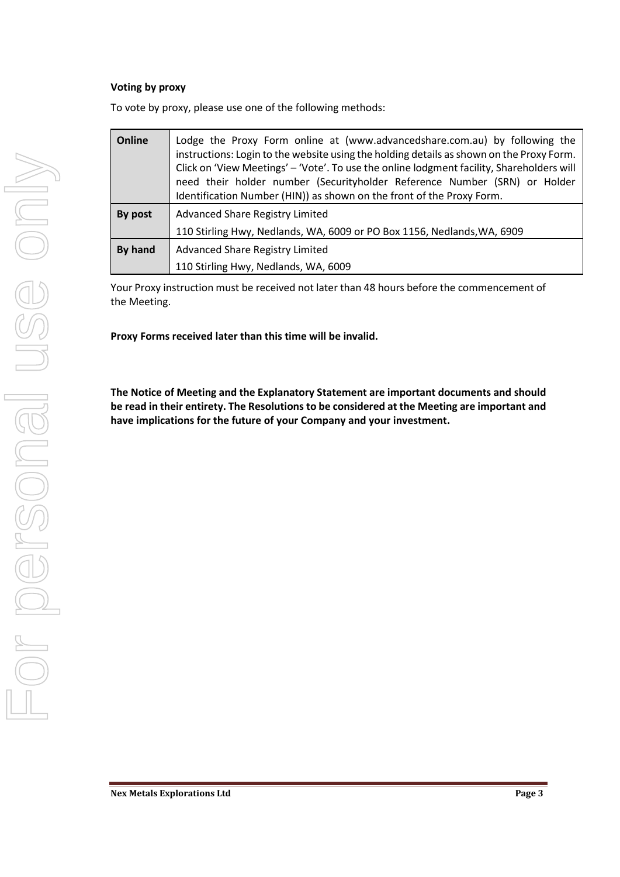**Voting by proxy**

To vote by proxy, please use one of the following methods:

| | |
|---|---|
| **Online** | Lodge the Proxy Form online at (www.advancedshare.com.au) by following the instructions: Login to the website using the holding details as shown on the Proxy Form. Click on 'View Meetings' – 'Vote'. To use the online lodgment facility, Shareholders will need their holder number (Securityholder Reference Number (SRN) or Holder Identification Number (HIN)) as shown on the front of the Proxy Form. |
| **By post** | Advanced Share Registry Limited<br>110 Stirling Hwy, Nedlands, WA, 6009 or PO Box 1156, Nedlands,WA, 6909 |
| **By hand** | Advanced Share Registry Limited<br>110 Stirling Hwy, Nedlands, WA, 6009 |

Your Proxy instruction must be received not later than 48 hours before the commencement of the Meeting.

**Proxy Forms received later than this time will be invalid.**

**The Notice of Meeting and the Explanatory Statement are important documents and should be read in their entirety. The Resolutions to be considered at the Meeting are important and have implications for the future of your Company and your investment.**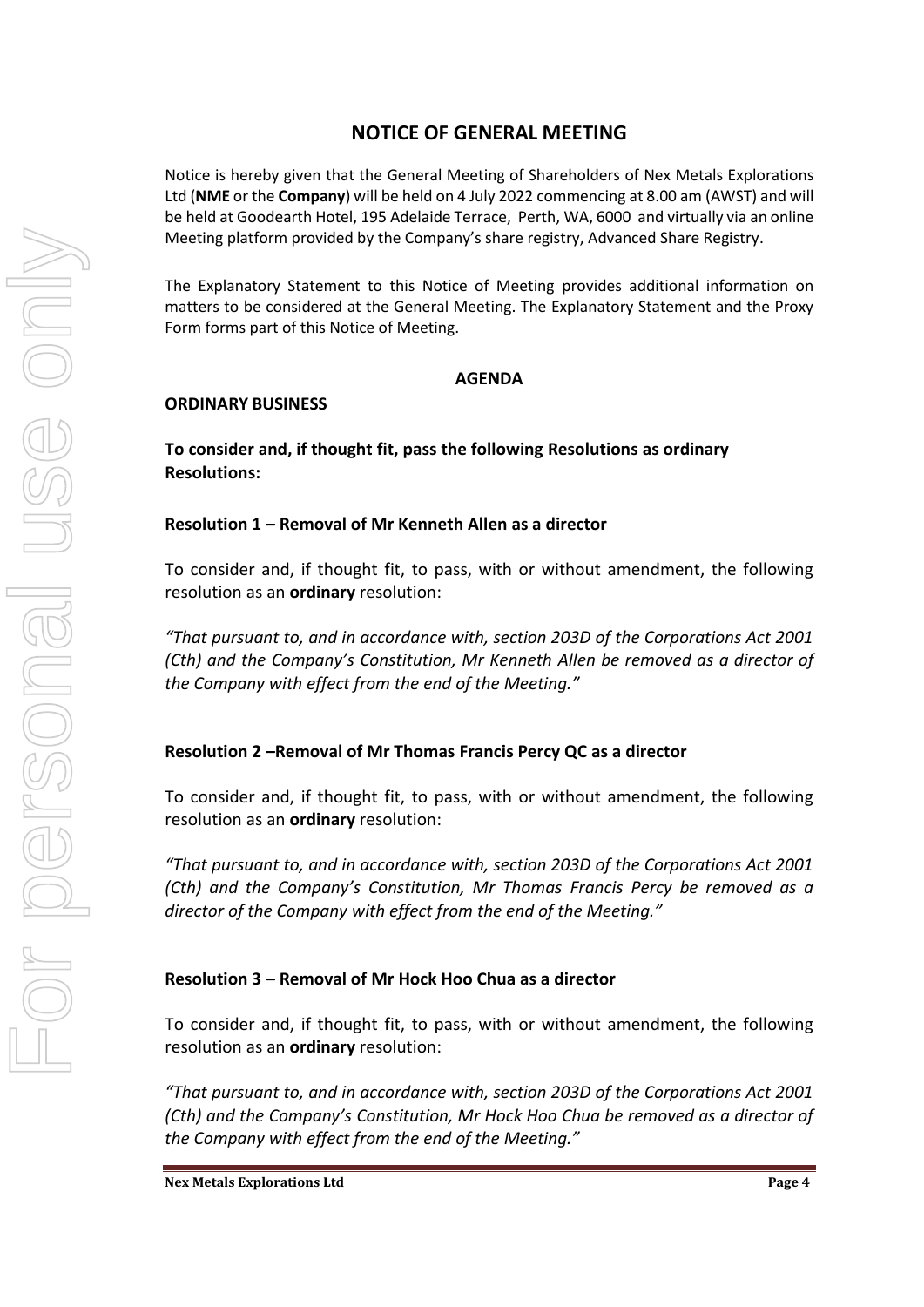# NOTICE OF GENERAL MEETING

Notice is hereby given that the General Meeting of Shareholders of Nex Metals Explorations Ltd (**NME** or the **Company**) will be held on 4 July 2022 commencing at 8.00 am (AWST) and will be held at Goodearth Hotel, 195 Adelaide Terrace, Perth, WA, 6000 and virtually via an online Meeting platform provided by the Company's share registry, Advanced Share Registry.

The Explanatory Statement to this Notice of Meeting provides additional information on matters to be considered at the General Meeting. The Explanatory Statement and the Proxy Form forms part of this Notice of Meeting.

## AGENDA

### ORDINARY BUSINESS

**To consider and, if thought fit, pass the following Resolutions as ordinary Resolutions:**

### Resolution 1 – Removal of Mr Kenneth Allen as a director

To consider and, if thought fit, to pass, with or without amendment, the following resolution as an **ordinary** resolution:

*"That pursuant to, and in accordance with, section 203D of the Corporations Act 2001 (Cth) and the Company's Constitution, Mr Kenneth Allen be removed as a director of the Company with effect from the end of the Meeting."*

### Resolution 2 –Removal of Mr Thomas Francis Percy QC as a director

To consider and, if thought fit, to pass, with or without amendment, the following resolution as an **ordinary** resolution:

*"That pursuant to, and in accordance with, section 203D of the Corporations Act 2001 (Cth) and the Company's Constitution, Mr Thomas Francis Percy be removed as a director of the Company with effect from the end of the Meeting."*

### Resolution 3 – Removal of Mr Hock Hoo Chua as a director

To consider and, if thought fit, to pass, with or without amendment, the following resolution as an **ordinary** resolution:

*"That pursuant to, and in accordance with, section 203D of the Corporations Act 2001 (Cth) and the Company's Constitution, Mr Hock Hoo Chua be removed as a director of the Company with effect from the end of the Meeting."*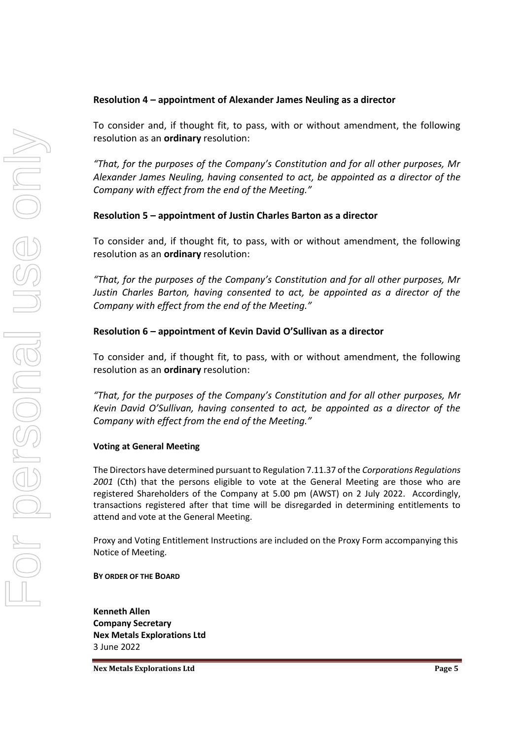### Resolution 4 – appointment of Alexander James Neuling as a director

To consider and, if thought fit, to pass, with or without amendment, the following resolution as an **ordinary** resolution:

*"That, for the purposes of the Company's Constitution and for all other purposes, Mr Alexander James Neuling, having consented to act, be appointed as a director of the Company with effect from the end of the Meeting."*

### Resolution 5 – appointment of Justin Charles Barton as a director

To consider and, if thought fit, to pass, with or without amendment, the following resolution as an **ordinary** resolution:

*"That, for the purposes of the Company's Constitution and for all other purposes, Mr Justin Charles Barton, having consented to act, be appointed as a director of the Company with effect from the end of the Meeting."*

### Resolution 6 – appointment of Kevin David O'Sullivan as a director

To consider and, if thought fit, to pass, with or without amendment, the following resolution as an **ordinary** resolution:

*"That, for the purposes of the Company's Constitution and for all other purposes, Mr Kevin David O'Sullivan, having consented to act, be appointed as a director of the Company with effect from the end of the Meeting."*

**Voting at General Meeting**

The Directors have determined pursuant to Regulation 7.11.37 of the *Corporations Regulations 2001* (Cth) that the persons eligible to vote at the General Meeting are those who are registered Shareholders of the Company at 5.00 pm (AWST) on 2 July 2022. Accordingly, transactions registered after that time will be disregarded in determining entitlements to attend and vote at the General Meeting.

Proxy and Voting Entitlement Instructions are included on the Proxy Form accompanying this Notice of Meeting.

**BY ORDER OF THE BOARD**

**Kenneth Allen**
**Company Secretary**
**Nex Metals Explorations Ltd**
3 June 2022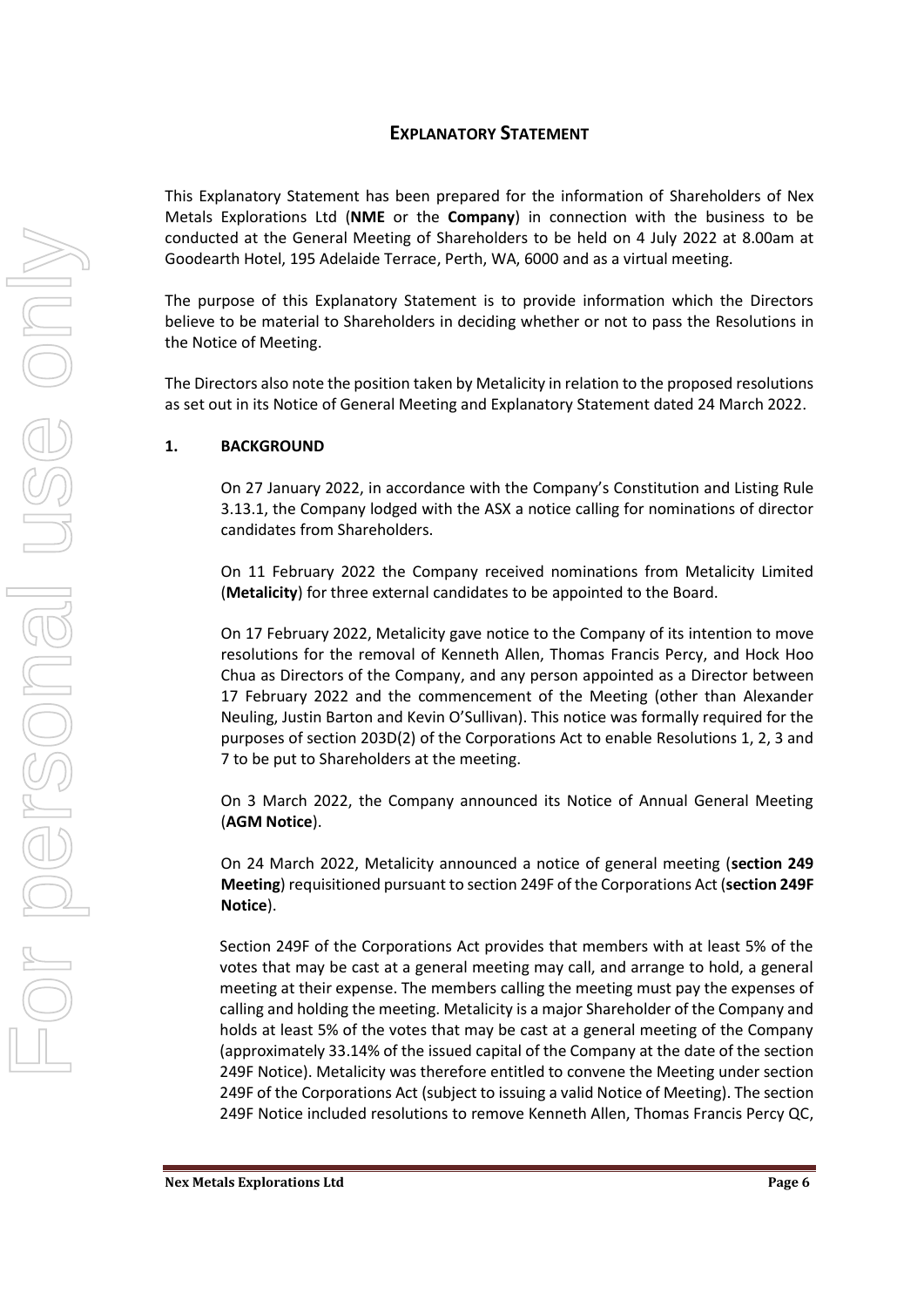## EXPLANATORY STATEMENT

This Explanatory Statement has been prepared for the information of Shareholders of Nex Metals Explorations Ltd (**NME** or the **Company**) in connection with the business to be conducted at the General Meeting of Shareholders to be held on 4 July 2022 at 8.00am at Goodearth Hotel, 195 Adelaide Terrace, Perth, WA, 6000 and as a virtual meeting.

The purpose of this Explanatory Statement is to provide information which the Directors believe to be material to Shareholders in deciding whether or not to pass the Resolutions in the Notice of Meeting.

The Directors also note the position taken by Metalicity in relation to the proposed resolutions as set out in its Notice of General Meeting and Explanatory Statement dated 24 March 2022.

### 1. BACKGROUND

On 27 January 2022, in accordance with the Company's Constitution and Listing Rule 3.13.1, the Company lodged with the ASX a notice calling for nominations of director candidates from Shareholders.

On 11 February 2022 the Company received nominations from Metalicity Limited (**Metalicity**) for three external candidates to be appointed to the Board.

On 17 February 2022, Metalicity gave notice to the Company of its intention to move resolutions for the removal of Kenneth Allen, Thomas Francis Percy, and Hock Hoo Chua as Directors of the Company, and any person appointed as a Director between 17 February 2022 and the commencement of the Meeting (other than Alexander Neuling, Justin Barton and Kevin O'Sullivan). This notice was formally required for the purposes of section 203D(2) of the Corporations Act to enable Resolutions 1, 2, 3 and 7 to be put to Shareholders at the meeting.

On 3 March 2022, the Company announced its Notice of Annual General Meeting (**AGM Notice**).

On 24 March 2022, Metalicity announced a notice of general meeting (**section 249 Meeting**) requisitioned pursuant to section 249F of the Corporations Act (**section 249F Notice**).

Section 249F of the Corporations Act provides that members with at least 5% of the votes that may be cast at a general meeting may call, and arrange to hold, a general meeting at their expense. The members calling the meeting must pay the expenses of calling and holding the meeting. Metalicity is a major Shareholder of the Company and holds at least 5% of the votes that may be cast at a general meeting of the Company (approximately 33.14% of the issued capital of the Company at the date of the section 249F Notice). Metalicity was therefore entitled to convene the Meeting under section 249F of the Corporations Act (subject to issuing a valid Notice of Meeting). The section 249F Notice included resolutions to remove Kenneth Allen, Thomas Francis Percy QC,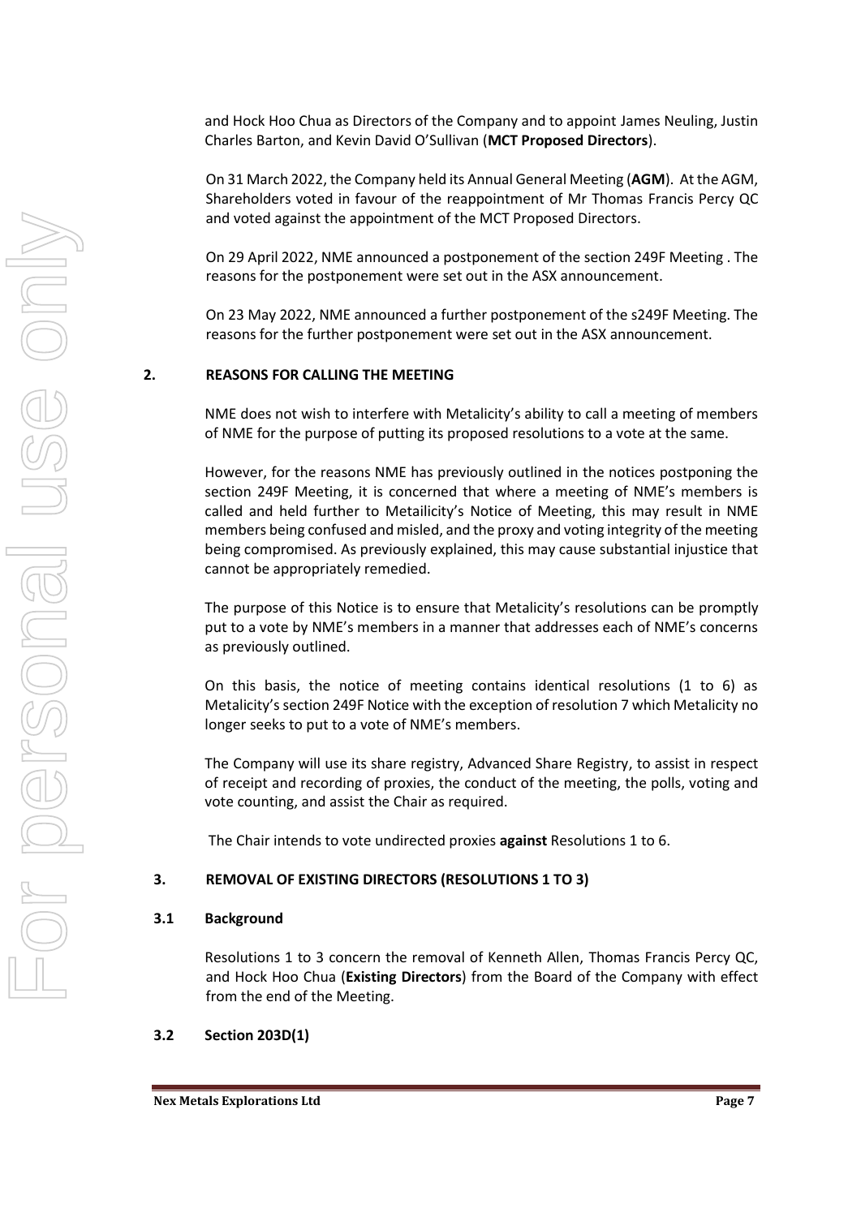and Hock Hoo Chua as Directors of the Company and to appoint James Neuling, Justin Charles Barton, and Kevin David O'Sullivan (**MCT Proposed Directors**).

On 31 March 2022, the Company held its Annual General Meeting (**AGM**). At the AGM, Shareholders voted in favour of the reappointment of Mr Thomas Francis Percy QC and voted against the appointment of the MCT Proposed Directors.

On 29 April 2022, NME announced a postponement of the section 249F Meeting . The reasons for the postponement were set out in the ASX announcement.

On 23 May 2022, NME announced a further postponement of the s249F Meeting. The reasons for the further postponement were set out in the ASX announcement.

## 2. REASONS FOR CALLING THE MEETING

NME does not wish to interfere with Metalicity's ability to call a meeting of members of NME for the purpose of putting its proposed resolutions to a vote at the same.

However, for the reasons NME has previously outlined in the notices postponing the section 249F Meeting, it is concerned that where a meeting of NME's members is called and held further to Metailicity's Notice of Meeting, this may result in NME members being confused and misled, and the proxy and voting integrity of the meeting being compromised. As previously explained, this may cause substantial injustice that cannot be appropriately remedied.

The purpose of this Notice is to ensure that Metalicity's resolutions can be promptly put to a vote by NME's members in a manner that addresses each of NME's concerns as previously outlined.

On this basis, the notice of meeting contains identical resolutions (1 to 6) as Metalicity's section 249F Notice with the exception of resolution 7 which Metalicity no longer seeks to put to a vote of NME's members.

The Company will use its share registry, Advanced Share Registry, to assist in respect of receipt and recording of proxies, the conduct of the meeting, the polls, voting and vote counting, and assist the Chair as required.

The Chair intends to vote undirected proxies **against** Resolutions 1 to 6.

## 3. REMOVAL OF EXISTING DIRECTORS (RESOLUTIONS 1 TO 3)

### 3.1 Background

Resolutions 1 to 3 concern the removal of Kenneth Allen, Thomas Francis Percy QC, and Hock Hoo Chua (**Existing Directors**) from the Board of the Company with effect from the end of the Meeting.

### 3.2 Section 203D(1)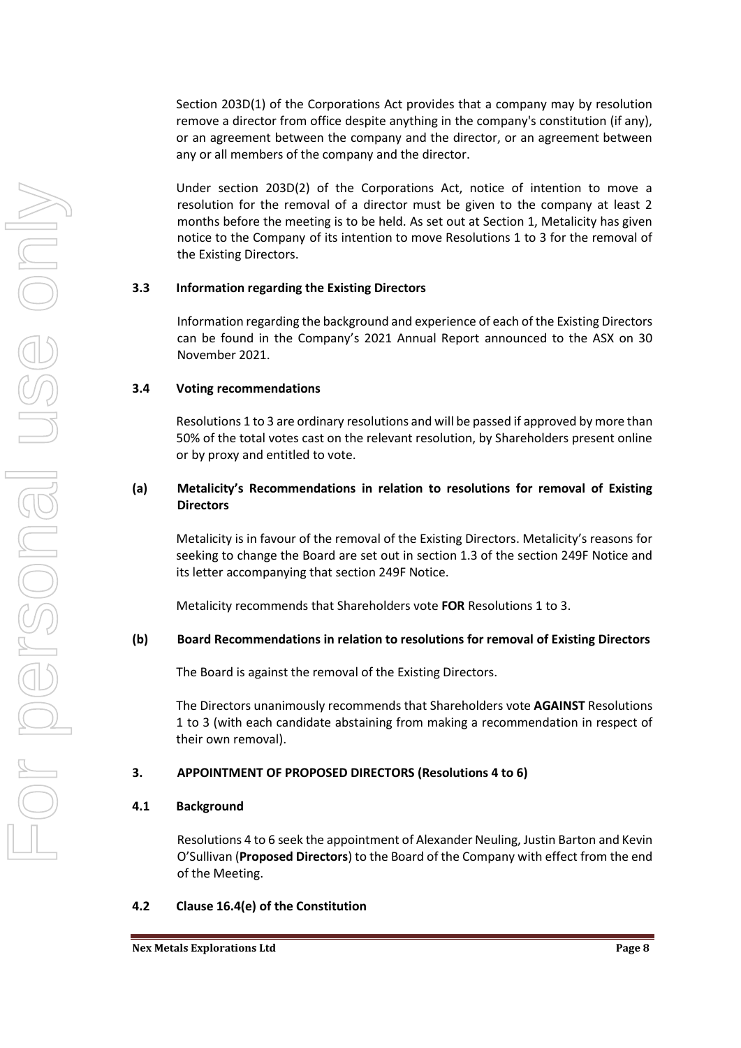Section 203D(1) of the Corporations Act provides that a company may by resolution remove a director from office despite anything in the company's constitution (if any), or an agreement between the company and the director, or an agreement between any or all members of the company and the director.

Under section 203D(2) of the Corporations Act, notice of intention to move a resolution for the removal of a director must be given to the company at least 2 months before the meeting is to be held. As set out at Section 1, Metalicity has given notice to the Company of its intention to move Resolutions 1 to 3 for the removal of the Existing Directors.

### 3.3 Information regarding the Existing Directors

Information regarding the background and experience of each of the Existing Directors can be found in the Company's 2021 Annual Report announced to the ASX on 30 November 2021.

### 3.4 Voting recommendations

Resolutions 1 to 3 are ordinary resolutions and will be passed if approved by more than 50% of the total votes cast on the relevant resolution, by Shareholders present online or by proxy and entitled to vote.

#### (a) Metalicity's Recommendations in relation to resolutions for removal of Existing Directors

Metalicity is in favour of the removal of the Existing Directors. Metalicity's reasons for seeking to change the Board are set out in section 1.3 of the section 249F Notice and its letter accompanying that section 249F Notice.

Metalicity recommends that Shareholders vote **FOR** Resolutions 1 to 3.

#### (b) Board Recommendations in relation to resolutions for removal of Existing Directors

The Board is against the removal of the Existing Directors.

The Directors unanimously recommends that Shareholders vote **AGAINST** Resolutions 1 to 3 (with each candidate abstaining from making a recommendation in respect of their own removal).

## 3. APPOINTMENT OF PROPOSED DIRECTORS (Resolutions 4 to 6)

### 4.1 Background

Resolutions 4 to 6 seek the appointment of Alexander Neuling, Justin Barton and Kevin O'Sullivan (**Proposed Directors**) to the Board of the Company with effect from the end of the Meeting.

### 4.2 Clause 16.4(e) of the Constitution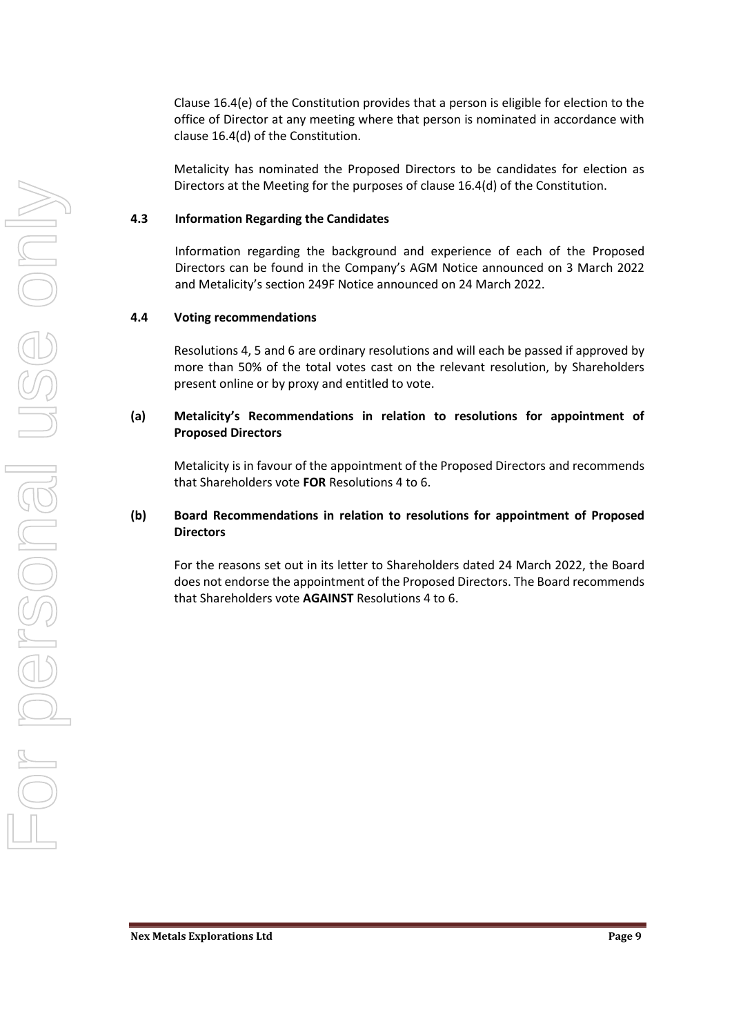Clause 16.4(e) of the Constitution provides that a person is eligible for election to the office of Director at any meeting where that person is nominated in accordance with clause 16.4(d) of the Constitution.

Metalicity has nominated the Proposed Directors to be candidates for election as Directors at the Meeting for the purposes of clause 16.4(d) of the Constitution.

### 4.3 Information Regarding the Candidates

Information regarding the background and experience of each of the Proposed Directors can be found in the Company's AGM Notice announced on 3 March 2022 and Metalicity's section 249F Notice announced on 24 March 2022.

### 4.4 Voting recommendations

Resolutions 4, 5 and 6 are ordinary resolutions and will each be passed if approved by more than 50% of the total votes cast on the relevant resolution, by Shareholders present online or by proxy and entitled to vote.

**(a) Metalicity's Recommendations in relation to resolutions for appointment of Proposed Directors**

Metalicity is in favour of the appointment of the Proposed Directors and recommends that Shareholders vote **FOR** Resolutions 4 to 6.

**(b) Board Recommendations in relation to resolutions for appointment of Proposed Directors**

For the reasons set out in its letter to Shareholders dated 24 March 2022, the Board does not endorse the appointment of the Proposed Directors. The Board recommends that Shareholders vote **AGAINST** Resolutions 4 to 6.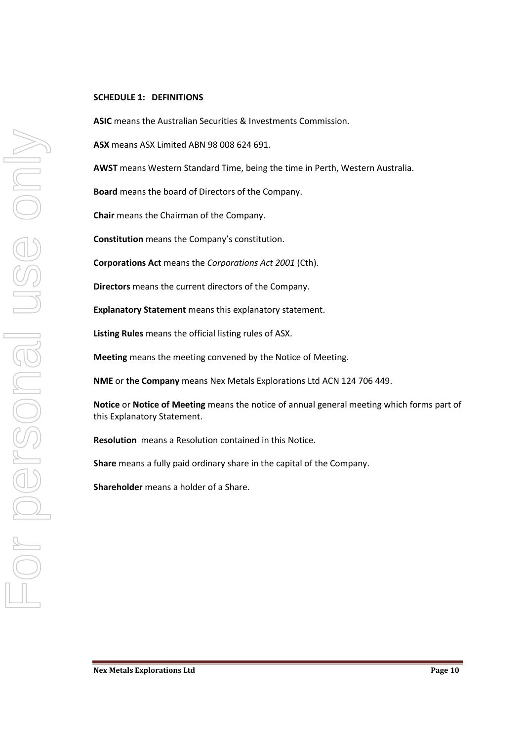**SCHEDULE 1: DEFINITIONS**

**ASIC** means the Australian Securities & Investments Commission.

**ASX** means ASX Limited ABN 98 008 624 691.

**AWST** means Western Standard Time, being the time in Perth, Western Australia.

**Board** means the board of Directors of the Company.

**Chair** means the Chairman of the Company.

**Constitution** means the Company's constitution.

**Corporations Act** means the *Corporations Act 2001* (Cth).

**Directors** means the current directors of the Company.

**Explanatory Statement** means this explanatory statement.

**Listing Rules** means the official listing rules of ASX.

**Meeting** means the meeting convened by the Notice of Meeting.

**NME** or **the Company** means Nex Metals Explorations Ltd ACN 124 706 449.

**Notice** or **Notice of Meeting** means the notice of annual general meeting which forms part of this Explanatory Statement.

**Resolution** means a Resolution contained in this Notice.

**Share** means a fully paid ordinary share in the capital of the Company.

**Shareholder** means a holder of a Share.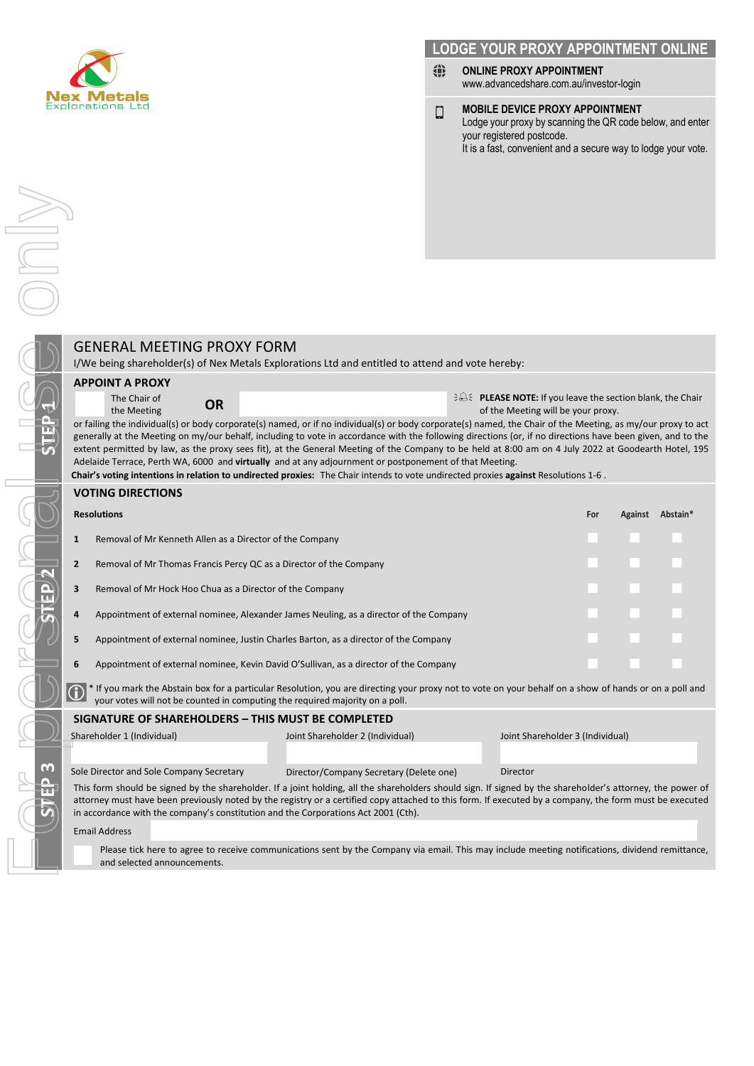Nex Metals Explorations Ltd

## LODGE YOUR PROXY APPOINTMENT ONLINE

**ONLINE PROXY APPOINTMENT**
www.advancedshare.com.au/investor-login

**MOBILE DEVICE PROXY APPOINTMENT**
Lodge your proxy by scanning the QR code below, and enter your registered postcode.
It is a fast, convenient and a secure way to lodge your vote.

For personal use only

# GENERAL MEETING PROXY FORM

I/We being shareholder(s) of Nex Metals Explorations Ltd and entitled to attend and vote hereby:

## STEP 1

### APPOINT A PROXY

The Chair of the Meeting **OR**

**PLEASE NOTE:** If you leave the section blank, the Chair of the Meeting will be your proxy.

or failing the individual(s) or body corporate(s) named, or if no individual(s) or body corporate(s) named, the Chair of the Meeting, as my/our proxy to act generally at the Meeting on my/our behalf, including to vote in accordance with the following directions (or, if no directions have been given, and to the extent permitted by law, as the proxy sees fit), at the General Meeting of the Company to be held at 8:00 am on 4 July 2022 at Goodearth Hotel, 195 Adelaide Terrace, Perth WA, 6000 and **virtually** and at any adjournment or postponement of that Meeting.

**Chair's voting intentions in relation to undirected proxies:** The Chair intends to vote undirected proxies **against** Resolutions 1-6 .

## STEP 2

### VOTING DIRECTIONS

| | Resolutions | For | Against | Abstain* |
|---|---|---|---|---|
| 1 | Removal of Mr Kenneth Allen as a Director of the Company | | | |
| 2 | Removal of Mr Thomas Francis Percy QC as a Director of the Company | | | |
| 3 | Removal of Mr Hock Hoo Chua as a Director of the Company | | | |
| 4 | Appointment of external nominee, Alexander James Neuling, as a director of the Company | | | |
| 5 | Appointment of external nominee, Justin Charles Barton, as a director of the Company | | | |
| 6 | Appointment of external nominee, Kevin David O'Sullivan, as a director of the Company | | | |

* If you mark the Abstain box for a particular Resolution, you are directing your proxy not to vote on your behalf on a show of hands or on a poll and your votes will not be counted in computing the required majority on a poll.

## STEP 3

### SIGNATURE OF SHAREHOLDERS – THIS MUST BE COMPLETED

| Shareholder 1 (Individual) | Joint Shareholder 2 (Individual) | Joint Shareholder 3 (Individual) |
|---|---|---|
| | | |
| Sole Director and Sole Company Secretary | Director/Company Secretary (Delete one) | Director |

This form should be signed by the shareholder. If a joint holding, all the shareholders should sign. If signed by the shareholder's attorney, the power of attorney must have been previously noted by the registry or a certified copy attached to this form. If executed by a company, the form must be executed in accordance with the company's constitution and the Corporations Act 2001 (Cth).

Email Address

Please tick here to agree to receive communications sent by the Company via email. This may include meeting notifications, dividend remittance, and selected announcements.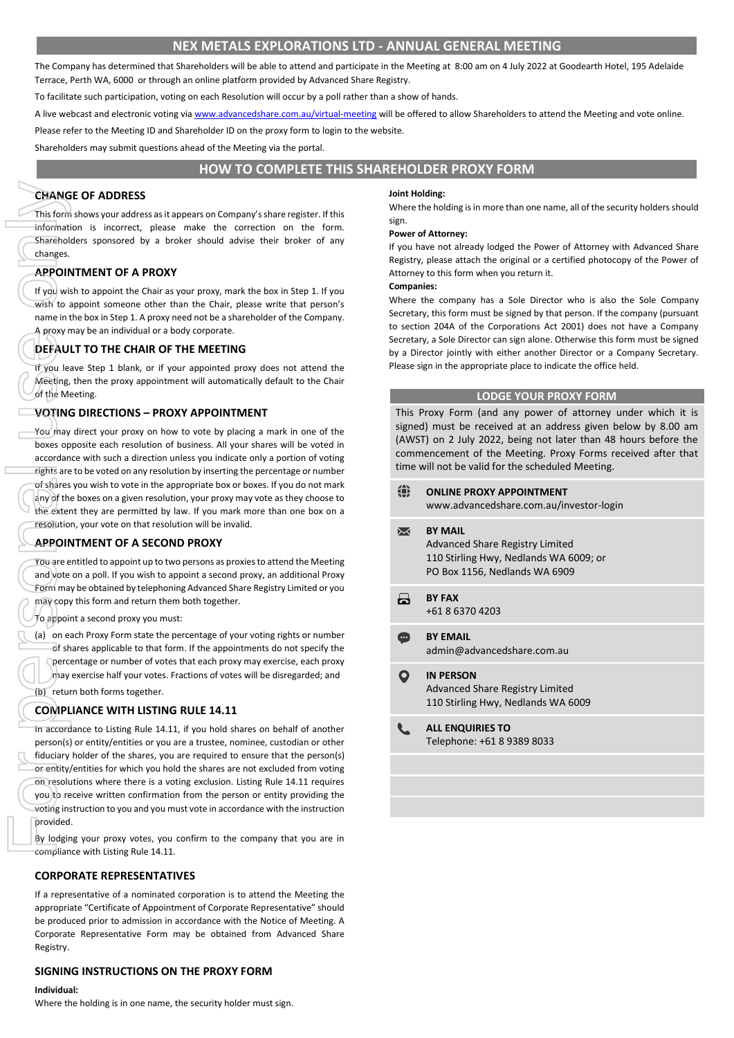## NEX METALS EXPLORATIONS LTD - ANNUAL GENERAL MEETING

The Company has determined that Shareholders will be able to attend and participate in the Meeting at 8:00 am on 4 July 2022 at Goodearth Hotel, 195 Adelaide Terrace, Perth WA, 6000 or through an online platform provided by Advanced Share Registry.

To facilitate such participation, voting on each Resolution will occur by a poll rather than a show of hands.

A live webcast and electronic voting via www.advancedshare.com.au/virtual-meeting will be offered to allow Shareholders to attend the Meeting and vote online.

Please refer to the Meeting ID and Shareholder ID on the proxy form to login to the website.

Shareholders may submit questions ahead of the Meeting via the portal.

## HOW TO COMPLETE THIS SHAREHOLDER PROXY FORM

### CHANGE OF ADDRESS

This form shows your address as it appears on Company's share register. If this information is incorrect, please make the correction on the form. Shareholders sponsored by a broker should advise their broker of any changes.

### APPOINTMENT OF A PROXY

If you wish to appoint the Chair as your proxy, mark the box in Step 1. If you wish to appoint someone other than the Chair, please write that person's name in the box in Step 1. A proxy need not be a shareholder of the Company. A proxy may be an individual or a body corporate.

### DEFAULT TO THE CHAIR OF THE MEETING

If you leave Step 1 blank, or if your appointed proxy does not attend the Meeting, then the proxy appointment will automatically default to the Chair of the Meeting.

### VOTING DIRECTIONS – PROXY APPOINTMENT

You may direct your proxy on how to vote by placing a mark in one of the boxes opposite each resolution of business. All your shares will be voted in accordance with such a direction unless you indicate only a portion of voting rights are to be voted on any resolution by inserting the percentage or number of shares you wish to vote in the appropriate box or boxes. If you do not mark any of the boxes on a given resolution, your proxy may vote as they choose to the extent they are permitted by law. If you mark more than one box on a resolution, your vote on that resolution will be invalid.

### APPOINTMENT OF A SECOND PROXY

You are entitled to appoint up to two persons as proxies to attend the Meeting and vote on a poll. If you wish to appoint a second proxy, an additional Proxy Form may be obtained by telephoning Advanced Share Registry Limited or you may copy this form and return them both together.

To appoint a second proxy you must:

(a) on each Proxy Form state the percentage of your voting rights or number of shares applicable to that form. If the appointments do not specify the percentage or number of votes that each proxy may exercise, each proxy may exercise half your votes. Fractions of votes will be disregarded; and

(b) return both forms together.

### COMPLIANCE WITH LISTING RULE 14.11

In accordance to Listing Rule 14.11, if you hold shares on behalf of another person(s) or entity/entities or you are a trustee, nominee, custodian or other fiduciary holder of the shares, you are required to ensure that the person(s) or entity/entities for which you hold the shares are not excluded from voting on resolutions where there is a voting exclusion. Listing Rule 14.11 requires you to receive written confirmation from the person or entity providing the voting instruction to you and you must vote in accordance with the instruction provided.

By lodging your proxy votes, you confirm to the company that you are in compliance with Listing Rule 14.11.

### CORPORATE REPRESENTATIVES

If a representative of a nominated corporation is to attend the Meeting the appropriate "Certificate of Appointment of Corporate Representative" should be produced prior to admission in accordance with the Notice of Meeting. A Corporate Representative Form may be obtained from Advanced Share Registry.

### SIGNING INSTRUCTIONS ON THE PROXY FORM

**Individual:**
Where the holding is in one name, the security holder must sign.

**Joint Holding:**
Where the holding is in more than one name, all of the security holders should sign.

**Power of Attorney:**
If you have not already lodged the Power of Attorney with Advanced Share Registry, please attach the original or a certified photocopy of the Power of Attorney to this form when you return it.

**Companies:**
Where the company has a Sole Director who is also the Sole Company Secretary, this form must be signed by that person. If the company (pursuant to section 204A of the Corporations Act 2001) does not have a Company Secretary, a Sole Director can sign alone. Otherwise this form must be signed by a Director jointly with either another Director or a Company Secretary. Please sign in the appropriate place to indicate the office held.

### LODGE YOUR PROXY FORM

This Proxy Form (and any power of attorney under which it is signed) must be received at an address given below by 8.00 am (AWST) on 2 July 2022, being not later than 48 hours before the commencement of the Meeting. Proxy Forms received after that time will not be valid for the scheduled Meeting.

**ONLINE PROXY APPOINTMENT**
www.advancedshare.com.au/investor-login

**BY MAIL**
Advanced Share Registry Limited
110 Stirling Hwy, Nedlands WA 6009; or
PO Box 1156, Nedlands WA 6909

**BY FAX**
+61 8 6370 4203

**BY EMAIL**
admin@advancedshare.com.au

**IN PERSON**
Advanced Share Registry Limited
110 Stirling Hwy, Nedlands WA 6009

**ALL ENQUIRIES TO**
Telephone: +61 8 9389 8033

For personal use only